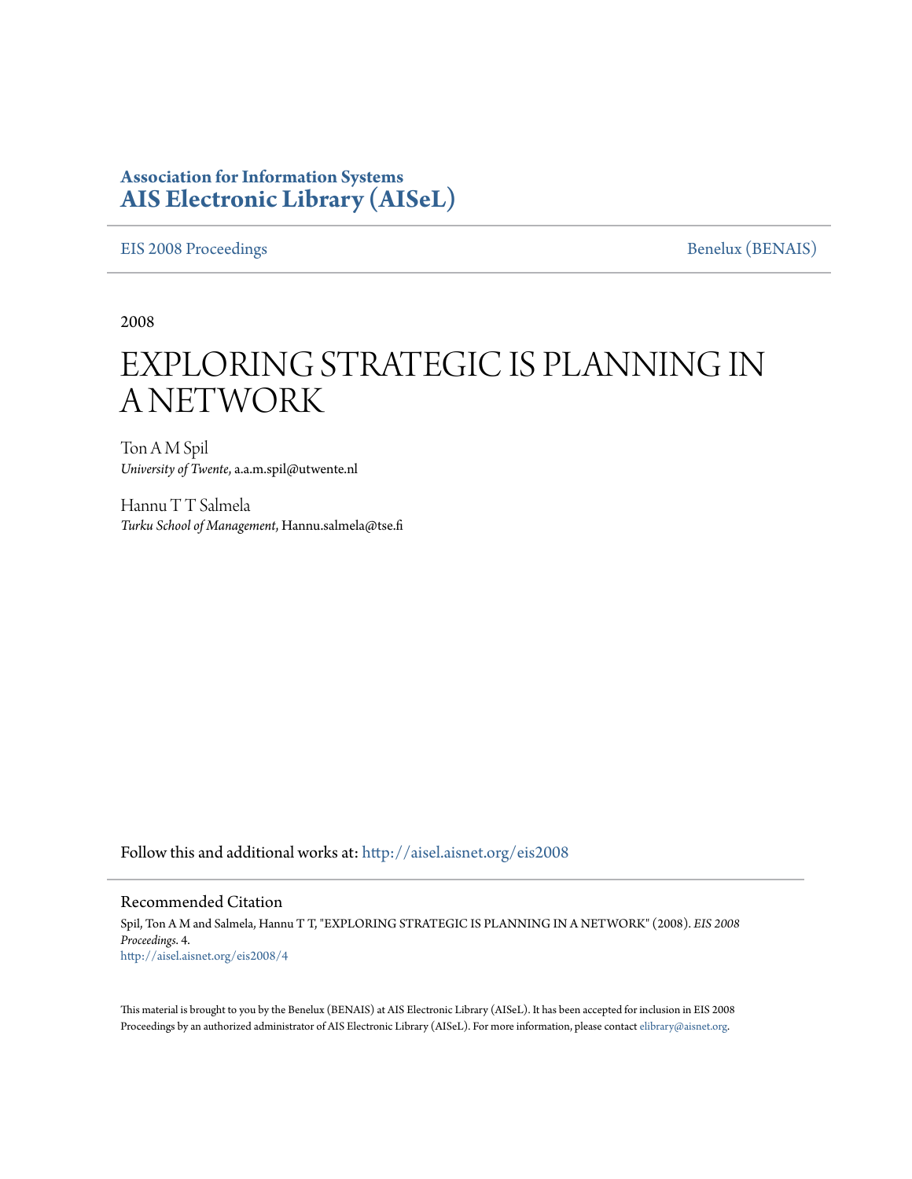**Association for Information Systems**
**AIS Electronic Library (AISeL)**

EIS 2008 Proceedings | Benelux (BENAIS)

2008

# EXPLORING STRATEGIC IS PLANNING IN A NETWORK

Ton A M Spil
*University of Twente*, a.a.m.spil@utwente.nl

Hannu T T Salmela
*Turku School of Management*, Hannu.salmela@tse.fi

Follow this and additional works at: http://aisel.aisnet.org/eis2008

## Recommended Citation

Spil, Ton A M and Salmela, Hannu T T, "EXPLORING STRATEGIC IS PLANNING IN A NETWORK" (2008). *EIS 2008 Proceedings*. 4.
http://aisel.aisnet.org/eis2008/4

This material is brought to you by the Benelux (BENAIS) at AIS Electronic Library (AISeL). It has been accepted for inclusion in EIS 2008 Proceedings by an authorized administrator of AIS Electronic Library (AISeL). For more information, please contact elibrary@aisnet.org.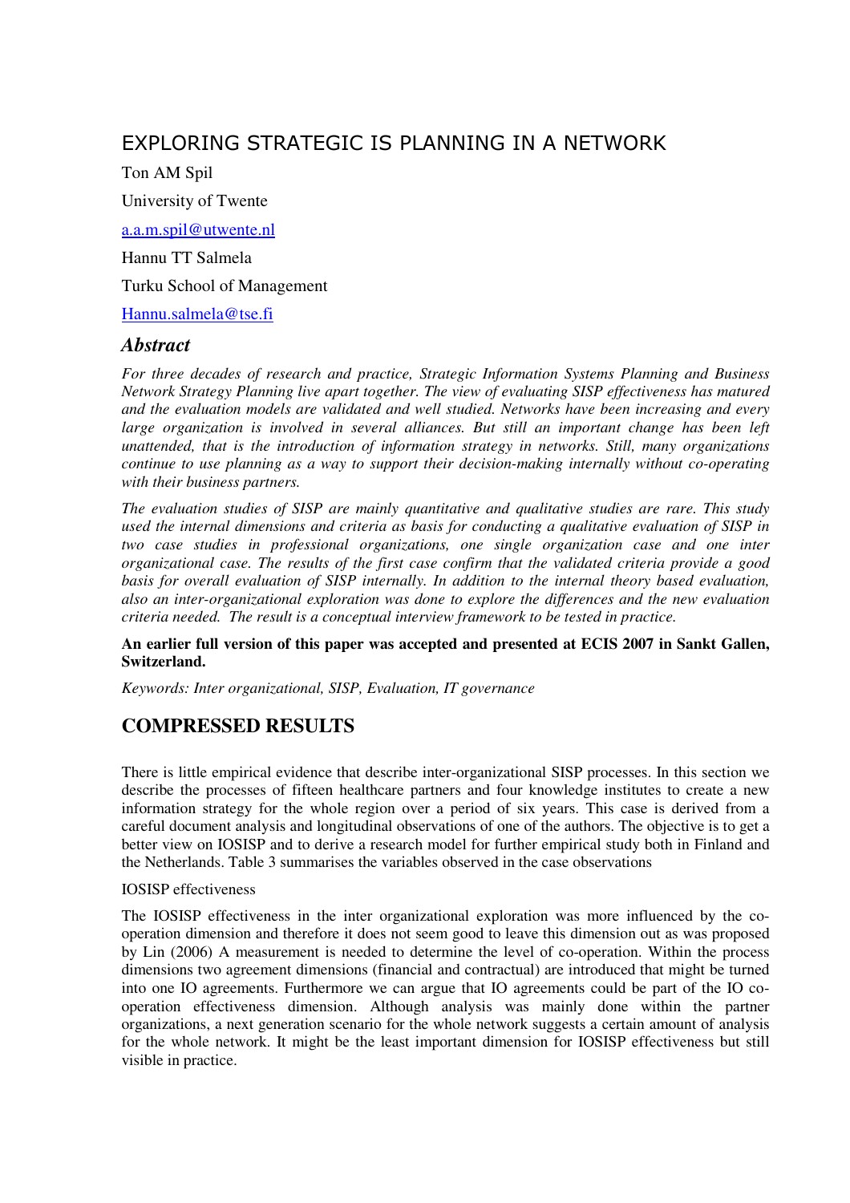# EXPLORING STRATEGIC IS PLANNING IN A NETWORK

Ton AM Spil

University of Twente

a.a.m.spil@utwente.nl

Hannu TT Salmela

Turku School of Management

Hannu.salmela@tse.fi

## *Abstract*

*For three decades of research and practice, Strategic Information Systems Planning and Business Network Strategy Planning live apart together. The view of evaluating SISP effectiveness has matured and the evaluation models are validated and well studied. Networks have been increasing and every large organization is involved in several alliances. But still an important change has been left unattended, that is the introduction of information strategy in networks. Still, many organizations continue to use planning as a way to support their decision-making internally without co-operating with their business partners.*

*The evaluation studies of SISP are mainly quantitative and qualitative studies are rare. This study used the internal dimensions and criteria as basis for conducting a qualitative evaluation of SISP in two case studies in professional organizations, one single organization case and one inter organizational case. The results of the first case confirm that the validated criteria provide a good basis for overall evaluation of SISP internally. In addition to the internal theory based evaluation, also an inter-organizational exploration was done to explore the differences and the new evaluation criteria needed. The result is a conceptual interview framework to be tested in practice.*

**An earlier full version of this paper was accepted and presented at ECIS 2007 in Sankt Gallen, Switzerland.**

*Keywords: Inter organizational, SISP, Evaluation, IT governance*

## COMPRESSED RESULTS

There is little empirical evidence that describe inter-organizational SISP processes. In this section we describe the processes of fifteen healthcare partners and four knowledge institutes to create a new information strategy for the whole region over a period of six years. This case is derived from a careful document analysis and longitudinal observations of one of the authors. The objective is to get a better view on IOSISP and to derive a research model for further empirical study both in Finland and the Netherlands. Table 3 summarises the variables observed in the case observations

IOSISP effectiveness

The IOSISP effectiveness in the inter organizational exploration was more influenced by the co-operation dimension and therefore it does not seem good to leave this dimension out as was proposed by Lin (2006) A measurement is needed to determine the level of co-operation. Within the process dimensions two agreement dimensions (financial and contractual) are introduced that might be turned into one IO agreements. Furthermore we can argue that IO agreements could be part of the IO co-operation effectiveness dimension. Although analysis was mainly done within the partner organizations, a next generation scenario for the whole network suggests a certain amount of analysis for the whole network. It might be the least important dimension for IOSISP effectiveness but still visible in practice.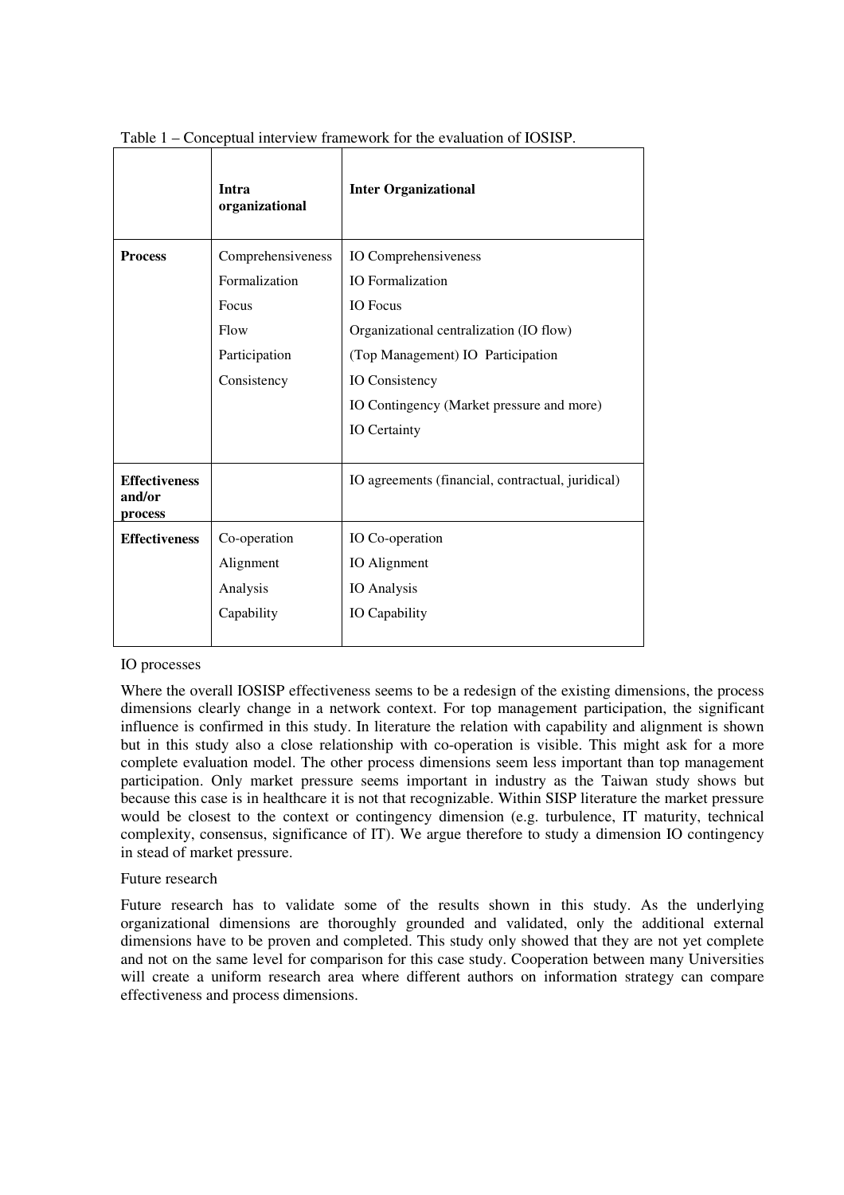Table 1 – Conceptual interview framework for the evaluation of IOSISP.

| | **Intra organizational** | **Inter Organizational** |
|---|---|---|
| **Process** | Comprehensiveness<br>Formalization<br>Focus<br>Flow<br>Participation<br>Consistency | IO Comprehensiveness<br>IO Formalization<br>IO Focus<br>Organizational centralization (IO flow)<br>(Top Management) IO Participation<br>IO Consistency<br>IO Contingency (Market pressure and more)<br>IO Certainty |
| **Effectiveness and/or process** | | IO agreements (financial, contractual, juridical) |
| **Effectiveness** | Co-operation<br>Alignment<br>Analysis<br>Capability | IO Co-operation<br>IO Alignment<br>IO Analysis<br>IO Capability |

IO processes

Where the overall IOSISP effectiveness seems to be a redesign of the existing dimensions, the process dimensions clearly change in a network context. For top management participation, the significant influence is confirmed in this study. In literature the relation with capability and alignment is shown but in this study also a close relationship with co-operation is visible. This might ask for a more complete evaluation model. The other process dimensions seem less important than top management participation. Only market pressure seems important in industry as the Taiwan study shows but because this case is in healthcare it is not that recognizable. Within SISP literature the market pressure would be closest to the context or contingency dimension (e.g. turbulence, IT maturity, technical complexity, consensus, significance of IT). We argue therefore to study a dimension IO contingency in stead of market pressure.

Future research

Future research has to validate some of the results shown in this study. As the underlying organizational dimensions are thoroughly grounded and validated, only the additional external dimensions have to be proven and completed. This study only showed that they are not yet complete and not on the same level for comparison for this case study. Cooperation between many Universities will create a uniform research area where different authors on information strategy can compare effectiveness and process dimensions.